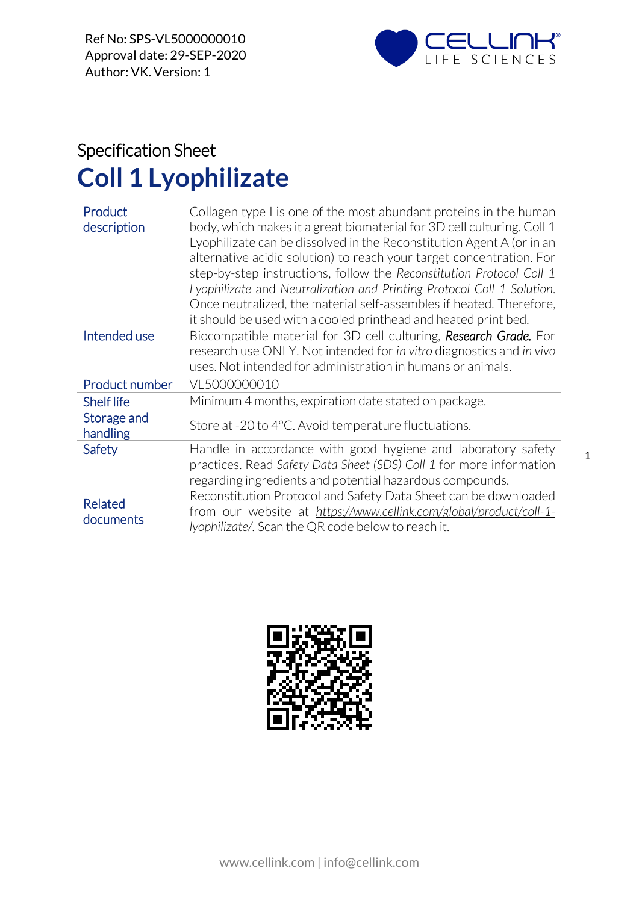Ref No: SPS-VL5000000010
Approval date: 29-SEP-2020
Author: VK. Version: 1

Specification Sheet

# Coll 1 Lyophilizate

| | |
|---|---|
| Product description | Collagen type I is one of the most abundant proteins in the human body, which makes it a great biomaterial for 3D cell culturing. Coll 1 Lyophilizate can be dissolved in the Reconstitution Agent A (or in an alternative acidic solution) to reach your target concentration. For step-by-step instructions, follow the *Reconstitution Protocol Coll 1 Lyophilizate* and *Neutralization and Printing Protocol Coll 1 Solution*. Once neutralized, the material self-assembles if heated. Therefore, it should be used with a cooled printhead and heated print bed. |
| Intended use | Biocompatible material for 3D cell culturing, ***Research Grade.*** For research use ONLY. Not intended for *in vitro* diagnostics and *in vivo* uses. Not intended for administration in humans or animals. |
| Product number | VL5000000010 |
| Shelf life | Minimum 4 months, expiration date stated on package. |
| Storage and handling | Store at -20 to 4°C. Avoid temperature fluctuations. |
| Safety | Handle in accordance with good hygiene and laboratory safety practices. Read *Safety Data Sheet (SDS) Coll 1* for more information regarding ingredients and potential hazardous compounds. |
| Related documents | Reconstitution Protocol and Safety Data Sheet can be downloaded from our website at https://www.cellink.com/global/product/coll-1-lyophilizate/. Scan the QR code below to reach it. |

www.cellink.com | info@cellink.com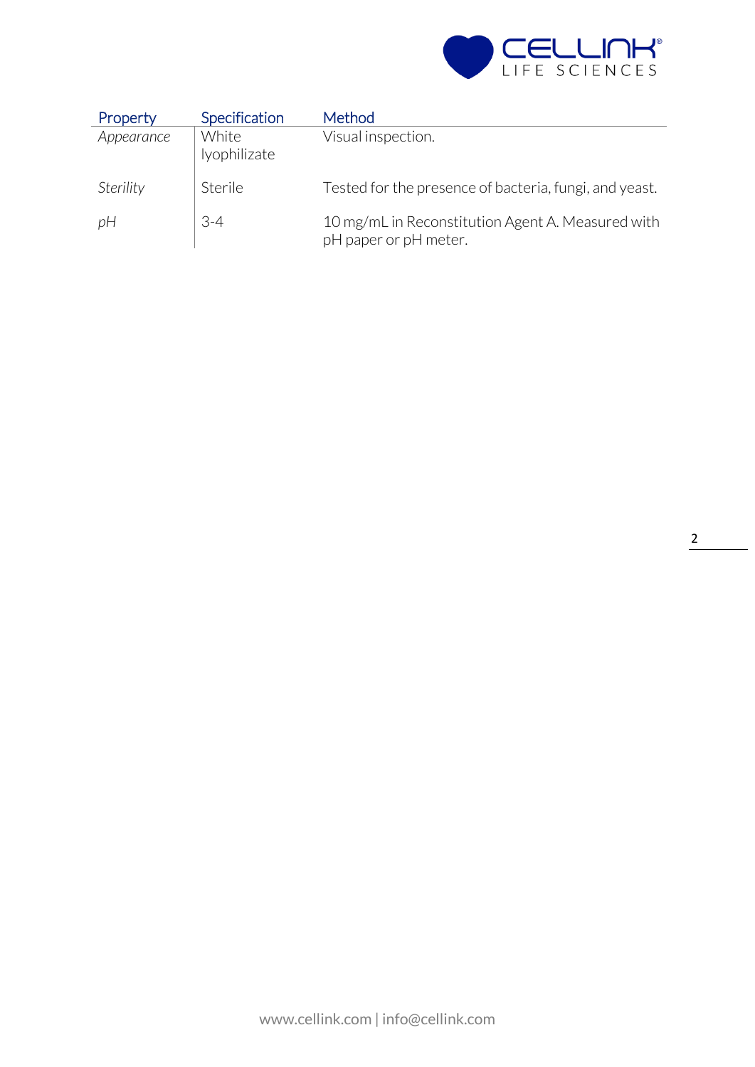| Property | Specification | Method |
|---|---|---|
| *Appearance* | White lyophilizate | Visual inspection. |
| *Sterility* | Sterile | Tested for the presence of bacteria, fungi, and yeast. |
| *pH* | 3-4 | 10 mg/mL in Reconstitution Agent A. Measured with pH paper or pH meter. |

www.cellink.com | info@cellink.com